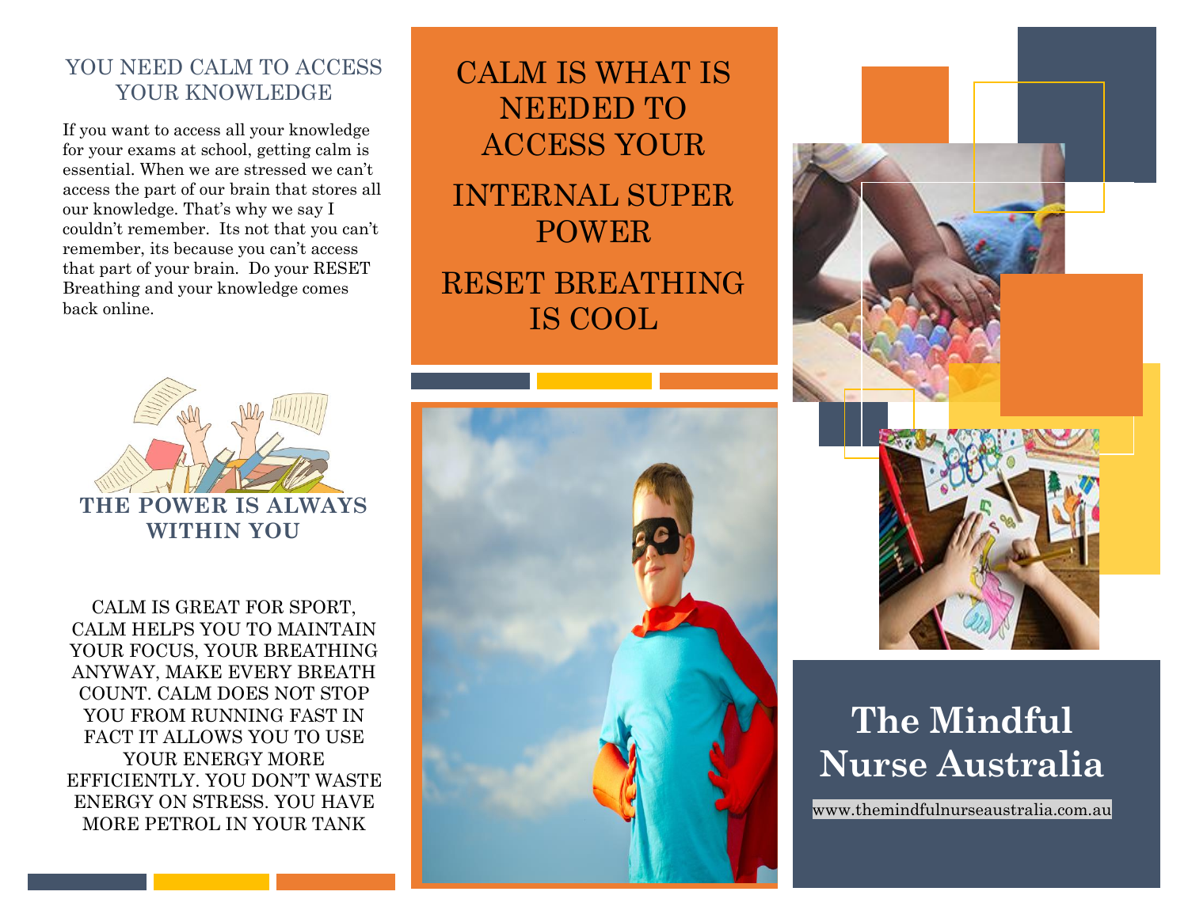## YOU NEED CALM TO ACCESS YOUR KNOWLEDGE

If you want to access all your knowledge for your exams at school, getting calm is essential. When we are stressed we can't access the part of our brain that stores all our knowledge. That's why we say I couldn't remember. Its not that you can't remember, its because you can't access that part of your brain. Do your RESET Breathing and your knowledge comes back online.

**THE POWER IS ALWAYS WITHIN YOU**

CALM IS GREAT FOR SPORT, CALM HELPS YOU TO MAINTAIN YOUR FOCUS, YOUR BREATHING ANYWAY, MAKE EVERY BREATH COUNT. CALM DOES NOT STOP YOU FROM RUNNING FAST IN FACT IT ALLOWS YOU TO USE YOUR ENERGY MORE EFFICIENTLY. YOU DON'T WASTE ENERGY ON STRESS. YOU HAVE MORE PETROL IN YOUR TANK

## CALM IS WHAT IS NEEDED TO ACCESS YOUR

## INTERNAL SUPER POWER

## RESET BREATHING IS COOL

# The Mindful Nurse Australia

www.themindfulnurseaustralia.com.au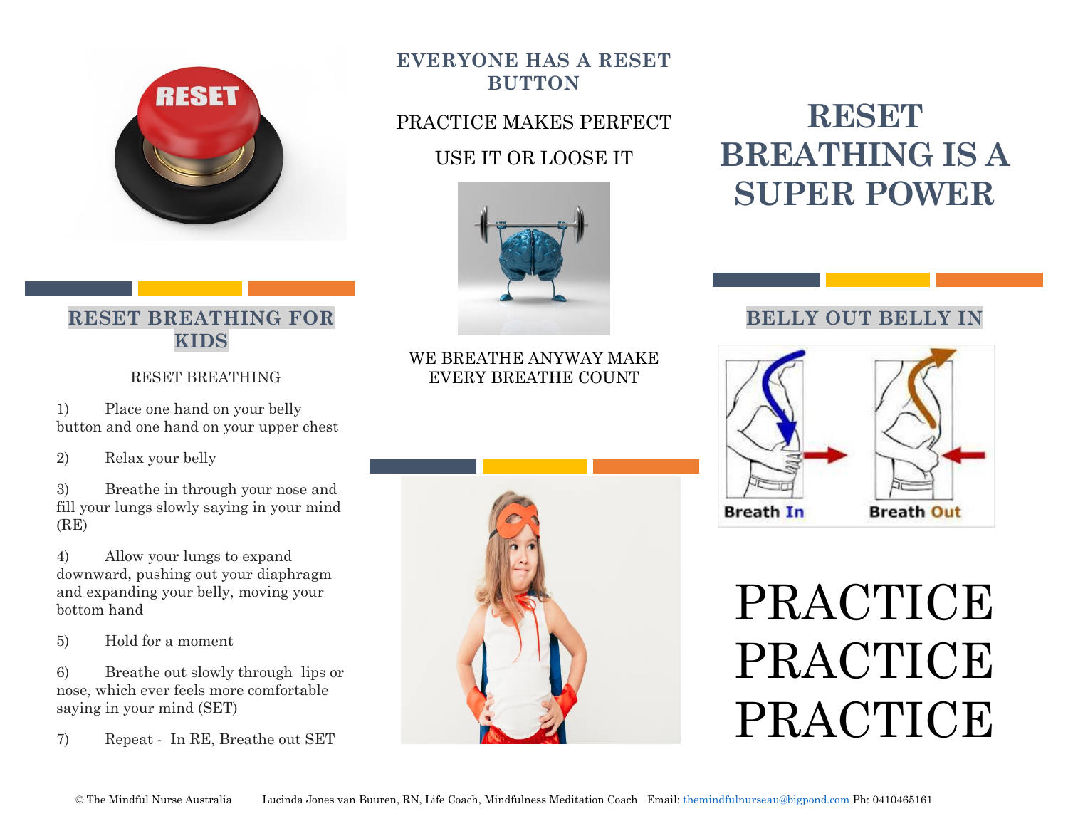## RESET BREATHING FOR KIDS

RESET BREATHING

1) Place one hand on your belly button and one hand on your upper chest

2) Relax your belly

3) Breathe in through your nose and fill your lungs slowly saying in your mind (RE)

4) Allow your lungs to expand downward, pushing out your diaphragm and expanding your belly, moving your bottom hand

5) Hold for a moment

6) Breathe out slowly through lips or nose, which ever feels more comfortable saying in your mind (SET)

7) Repeat - In RE, Breathe out SET

## EVERYONE HAS A RESET BUTTON

PRACTICE MAKES PERFECT

USE IT OR LOOSE IT

WE BREATHE ANYWAY MAKE EVERY BREATHE COUNT

# RESET BREATHING IS A SUPER POWER

## BELLY OUT BELLY IN

Breath In

Breath Out

# PRACTICE PRACTICE PRACTICE

© The Mindful Nurse Australia Lucinda Jones van Buuren, RN, Life Coach, Mindfulness Meditation Coach Email: themindfulnurseau@bigpond.com Ph: 0410465161